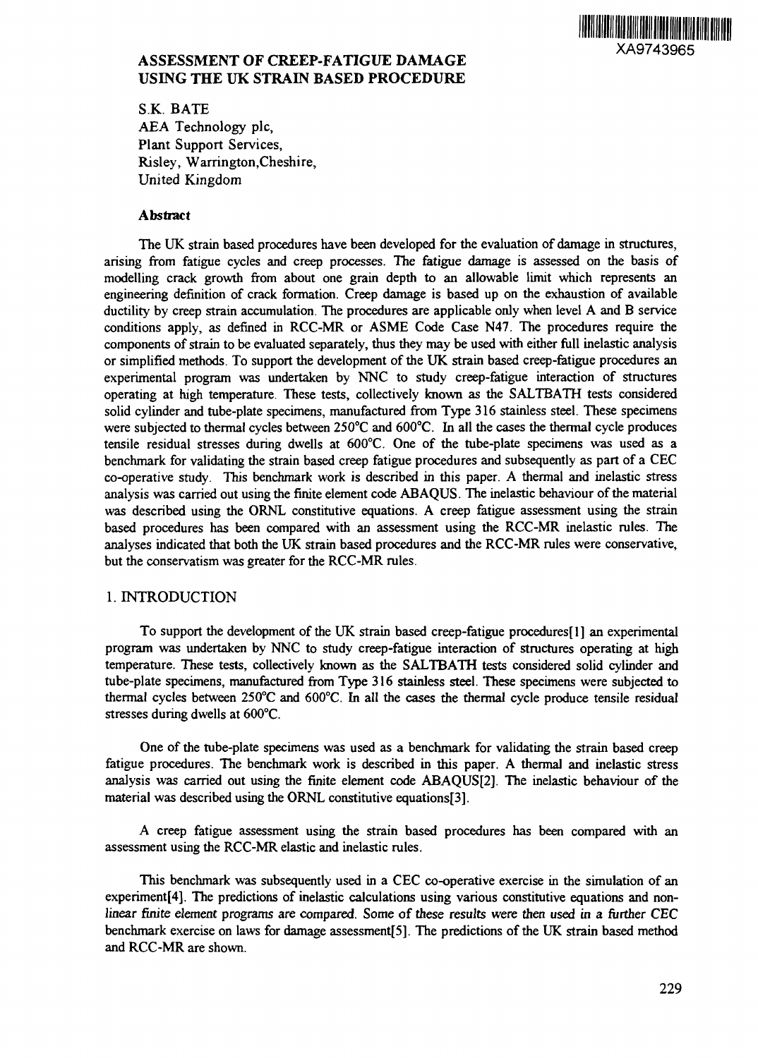XA9743965

# ASSESSMENT OF CREEP-FATIGUE DAMAGE USING THE UK STRAIN BASED PROCEDURE

S.K. BATE
AEA Technology plc,
Plant Support Services,
Risley, Warrington, Cheshire,
United Kingdom

### Abstract

The UK strain based procedures have been developed for the evaluation of damage in structures, arising from fatigue cycles and creep processes. The fatigue damage is assessed on the basis of modelling crack growth from about one grain depth to an allowable limit which represents an engineering definition of crack formation. Creep damage is based up on the exhaustion of available ductility by creep strain accumulation. The procedures are applicable only when level A and B service conditions apply, as defined in RCC-MR or ASME Code Case N47. The procedures require the components of strain to be evaluated separately, thus they may be used with either full inelastic analysis or simplified methods. To support the development of the UK strain based creep-fatigue procedures an experimental program was undertaken by NNC to study creep-fatigue interaction of structures operating at high temperature. These tests, collectively known as the SALTBATH tests considered solid cylinder and tube-plate specimens, manufactured from Type 316 stainless steel. These specimens were subjected to thermal cycles between 250°C and 600°C. In all the cases the thermal cycle produces tensile residual stresses during dwells at 600°C. One of the tube-plate specimens was used as a benchmark for validating the strain based creep fatigue procedures and subsequently as part of a CEC co-operative study. This benchmark work is described in this paper. A thermal and inelastic stress analysis was carried out using the finite element code ABAQUS. The inelastic behaviour of the material was described using the ORNL constitutive equations. A creep fatigue assessment using the strain based procedures has been compared with an assessment using the RCC-MR inelastic rules. The analyses indicated that both the UK strain based procedures and the RCC-MR rules were conservative, but the conservatism was greater for the RCC-MR rules.

## 1. INTRODUCTION

To support the development of the UK strain based creep-fatigue procedures[1] an experimental program was undertaken by NNC to study creep-fatigue interaction of structures operating at high temperature. These tests, collectively known as the SALTBATH tests considered solid cylinder and tube-plate specimens, manufactured from Type 316 stainless steel. These specimens were subjected to thermal cycles between 250°C and 600°C. In all the cases the thermal cycle produce tensile residual stresses during dwells at 600°C.

One of the tube-plate specimens was used as a benchmark for validating the strain based creep fatigue procedures. The benchmark work is described in this paper. A thermal and inelastic stress analysis was carried out using the finite element code ABAQUS[2]. The inelastic behaviour of the material was described using the ORNL constitutive equations[3].

A creep fatigue assessment using the strain based procedures has been compared with an assessment using the RCC-MR elastic and inelastic rules.

This benchmark was subsequently used in a CEC co-operative exercise in the simulation of an experiment[4]. The predictions of inelastic calculations using various constitutive equations and non-linear finite element programs are compared. Some of these results were then used in a further CEC benchmark exercise on laws for damage assessment[5]. The predictions of the UK strain based method and RCC-MR are shown.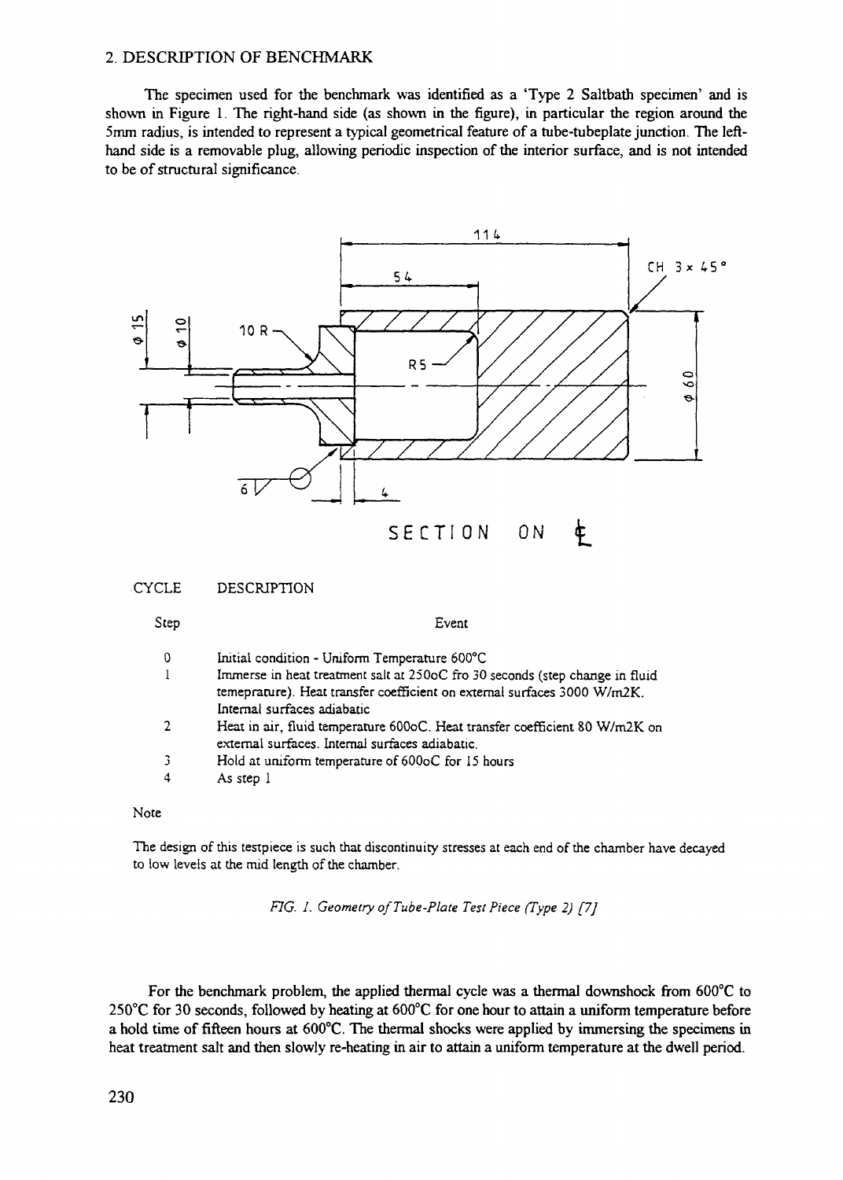## 2. DESCRIPTION OF BENCHMARK

The specimen used for the benchmark was identified as a 'Type 2 Saltbath specimen' and is shown in Figure 1. The right-hand side (as shown in the figure), in particular the region around the 5mm radius, is intended to represent a typical geometrical feature of a tube-tubeplate junction. The left-hand side is a removable plug, allowing periodic inspection of the interior surface, and is not intended to be of structural significance.

SECTION ON ℄

| CYCLE | DESCRIPTION |
|---|---|
| Step | Event |
| 0 | Initial condition - Uniform Temperature 600°C |
| 1 | Immerse in heat treatment salt at 250oC fro 30 seconds (step change in fluid temeprature). Heat transfer coefficient on external surfaces 3000 W/m2K. Internal surfaces adiabatic |
| 2 | Heat in air, fluid temperature 600oC. Heat transfer coefficient 80 W/m2K on external surfaces. Internal surfaces adiabatic. |
| 3 | Hold at uniform temperature of 600oC for 15 hours |
| 4 | As step 1 |

Note

The design of this testpiece is such that discontinuity stresses at each end of the chamber have decayed to low levels at the mid length of the chamber.

*FIG. 1. Geometry of Tube-Plate Test Piece (Type 2) [7]*

For the benchmark problem, the applied thermal cycle was a thermal downshock from 600°C to 250°C for 30 seconds, followed by heating at 600°C for one hour to attain a uniform temperature before a hold time of fifteen hours at 600°C. The thermal shocks were applied by immersing the specimens in heat treatment salt and then slowly re-heating in air to attain a uniform temperature at the dwell period.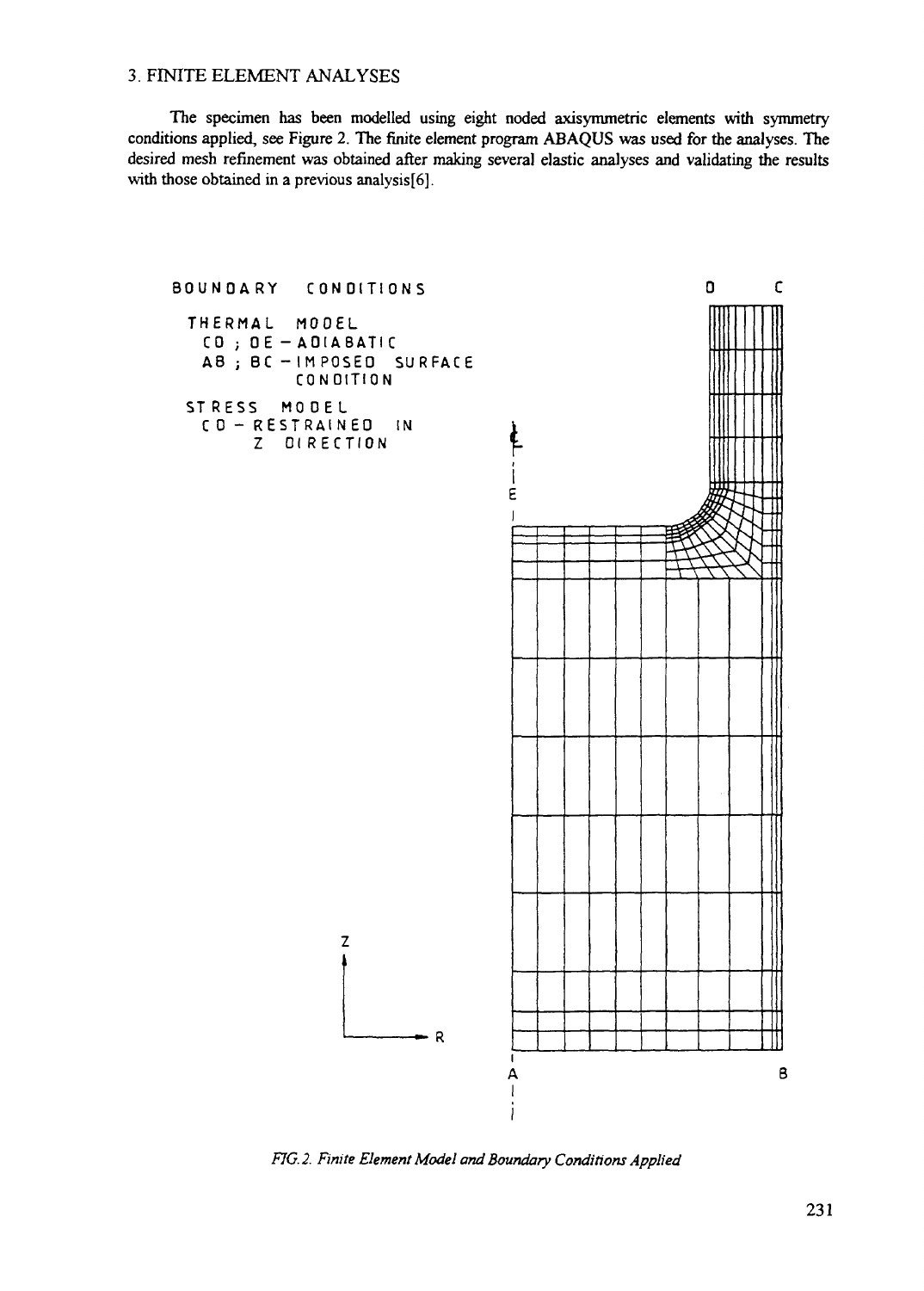## 3. FINITE ELEMENT ANALYSES

The specimen has been modelled using eight noded axisymmetric elements with symmetry conditions applied, see Figure 2. The finite element program ABAQUS was used for the analyses. The desired mesh refinement was obtained after making several elastic analyses and validating the results with those obtained in a previous analysis[6].

BOUNDARY CONDITIONS

THERMAL MODEL
CD ; DE – ADIABATIC
AB ; BC – IMPOSED SURFACE CONDITION

STRESS MODEL
CD – RESTRAINED IN Z DIRECTION

*FIG.2. Finite Element Model and Boundary Conditions Applied*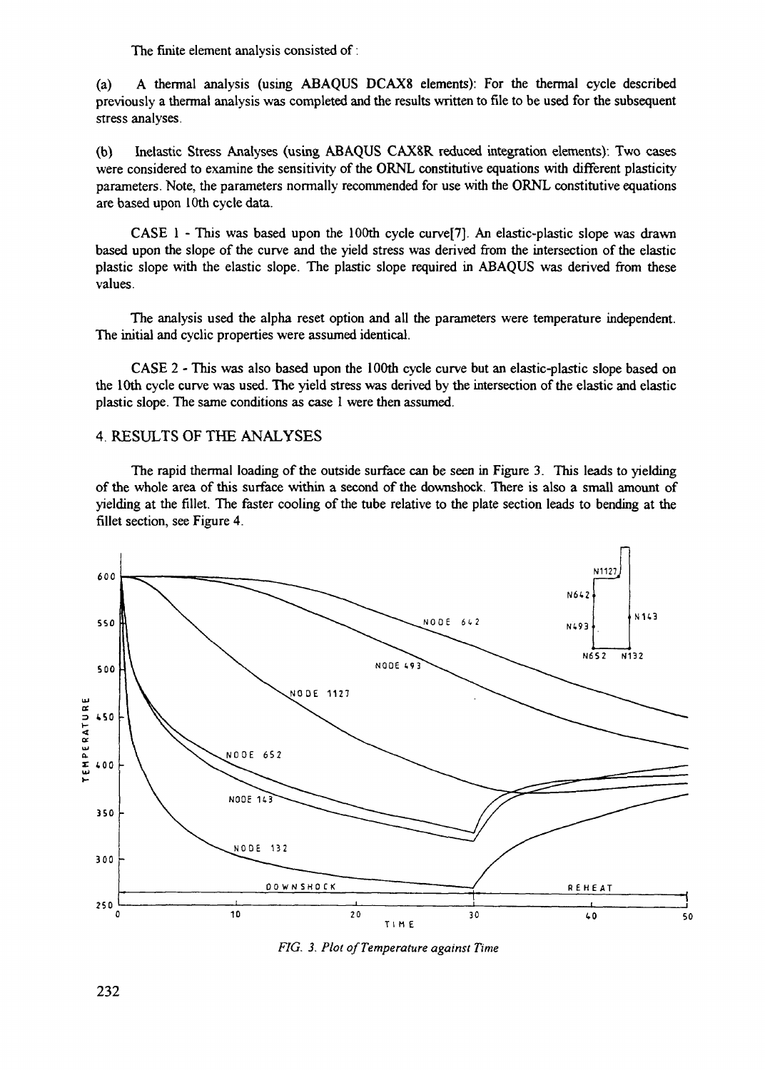The finite element analysis consisted of :

(a) A thermal analysis (using ABAQUS DCAX8 elements): For the thermal cycle described previously a thermal analysis was completed and the results written to file to be used for the subsequent stress analyses.

(b) Inelastic Stress Analyses (using ABAQUS CAX8R reduced integration elements): Two cases were considered to examine the sensitivity of the ORNL constitutive equations with different plasticity parameters. Note, the parameters normally recommended for use with the ORNL constitutive equations are based upon 10th cycle data.

CASE 1 - This was based upon the 100th cycle curve[7]. An elastic-plastic slope was drawn based upon the slope of the curve and the yield stress was derived from the intersection of the elastic plastic slope with the elastic slope. The plastic slope required in ABAQUS was derived from these values.

The analysis used the alpha reset option and all the parameters were temperature independent. The initial and cyclic properties were assumed identical.

CASE 2 - This was also based upon the 100th cycle curve but an elastic-plastic slope based on the 10th cycle curve was used. The yield stress was derived by the intersection of the elastic and elastic plastic slope. The same conditions as case 1 were then assumed.

## 4. RESULTS OF THE ANALYSES

The rapid thermal loading of the outside surface can be seen in Figure 3. This leads to yielding of the whole area of this surface within a second of the downshock. There is also a small amount of yielding at the fillet. The faster cooling of the tube relative to the plate section leads to bending at the fillet section, see Figure 4.

*FIG. 3. Plot of Temperature against Time*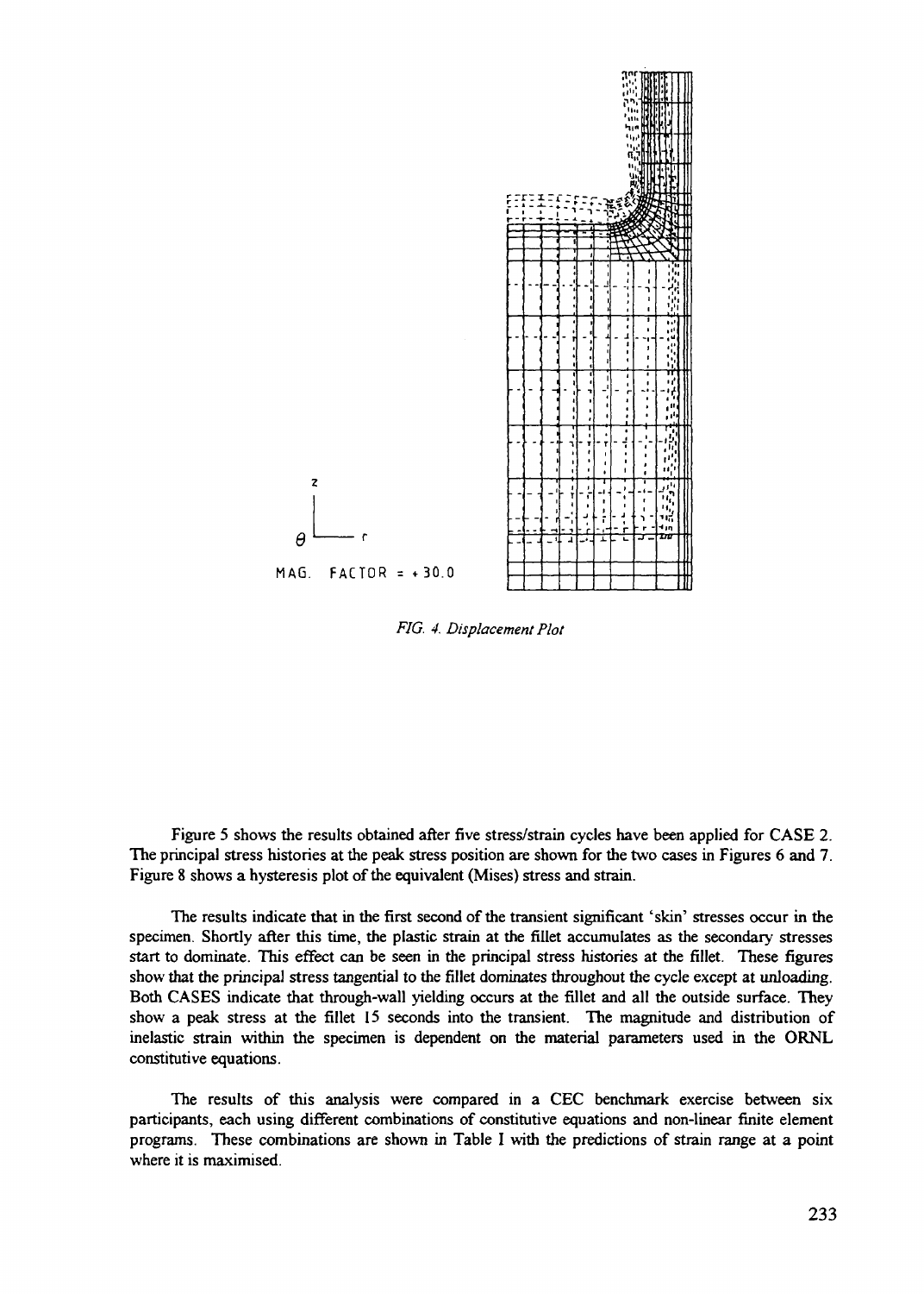z

θ r

MAG. FACTOR = +30.0

*FIG. 4. Displacement Plot*

Figure 5 shows the results obtained after five stress/strain cycles have been applied for CASE 2. The principal stress histories at the peak stress position are shown for the two cases in Figures 6 and 7. Figure 8 shows a hysteresis plot of the equivalent (Mises) stress and strain.

The results indicate that in the first second of the transient significant 'skin' stresses occur in the specimen. Shortly after this time, the plastic strain at the fillet accumulates as the secondary stresses start to dominate. This effect can be seen in the principal stress histories at the fillet. These figures show that the principal stress tangential to the fillet dominates throughout the cycle except at unloading. Both CASES indicate that through-wall yielding occurs at the fillet and all the outside surface. They show a peak stress at the fillet 15 seconds into the transient. The magnitude and distribution of inelastic strain within the specimen is dependent on the material parameters used in the ORNL constitutive equations.

The results of this analysis were compared in a CEC benchmark exercise between six participants, each using different combinations of constitutive equations and non-linear finite element programs. These combinations are shown in Table I with the predictions of strain range at a point where it is maximised.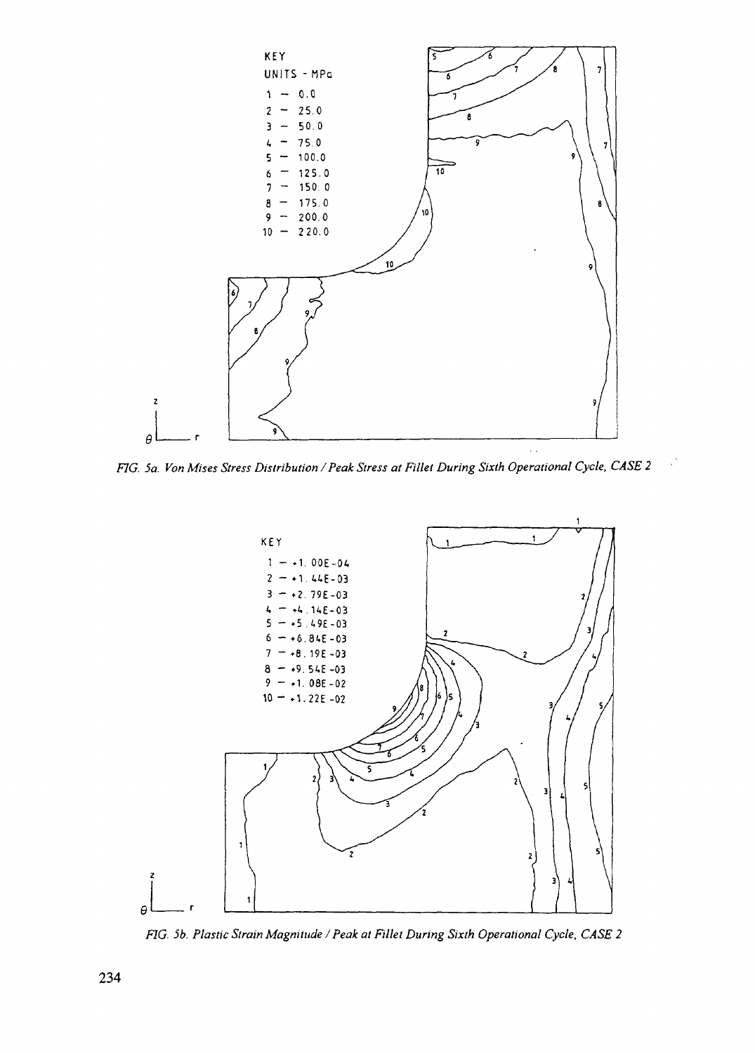KEY

UNITS - MPa

1 — 0.0
2 — 25.0
3 — 50.0
4 — 75.0
5 — 100.0
6 — 125.0
7 — 150.0
8 — 175.0
9 — 200.0
10 — 220.0

*FIG. 5a. Von Mises Stress Distribution / Peak Stress at Fillet During Sixth Operational Cycle, CASE 2*

KEY

1 — +1.00E-04
2 — +1.44E-03
3 — +2.79E-03
4 — +4.14E-03
5 — +5.49E-03
6 — +6.84E-03
7 — +8.19E-03
8 — +9.54E-03
9 — +1.08E-02
10 — +1.22E-02

*FIG. 5b. Plastic Strain Magnitude / Peak at Fillet During Sixth Operational Cycle, CASE 2*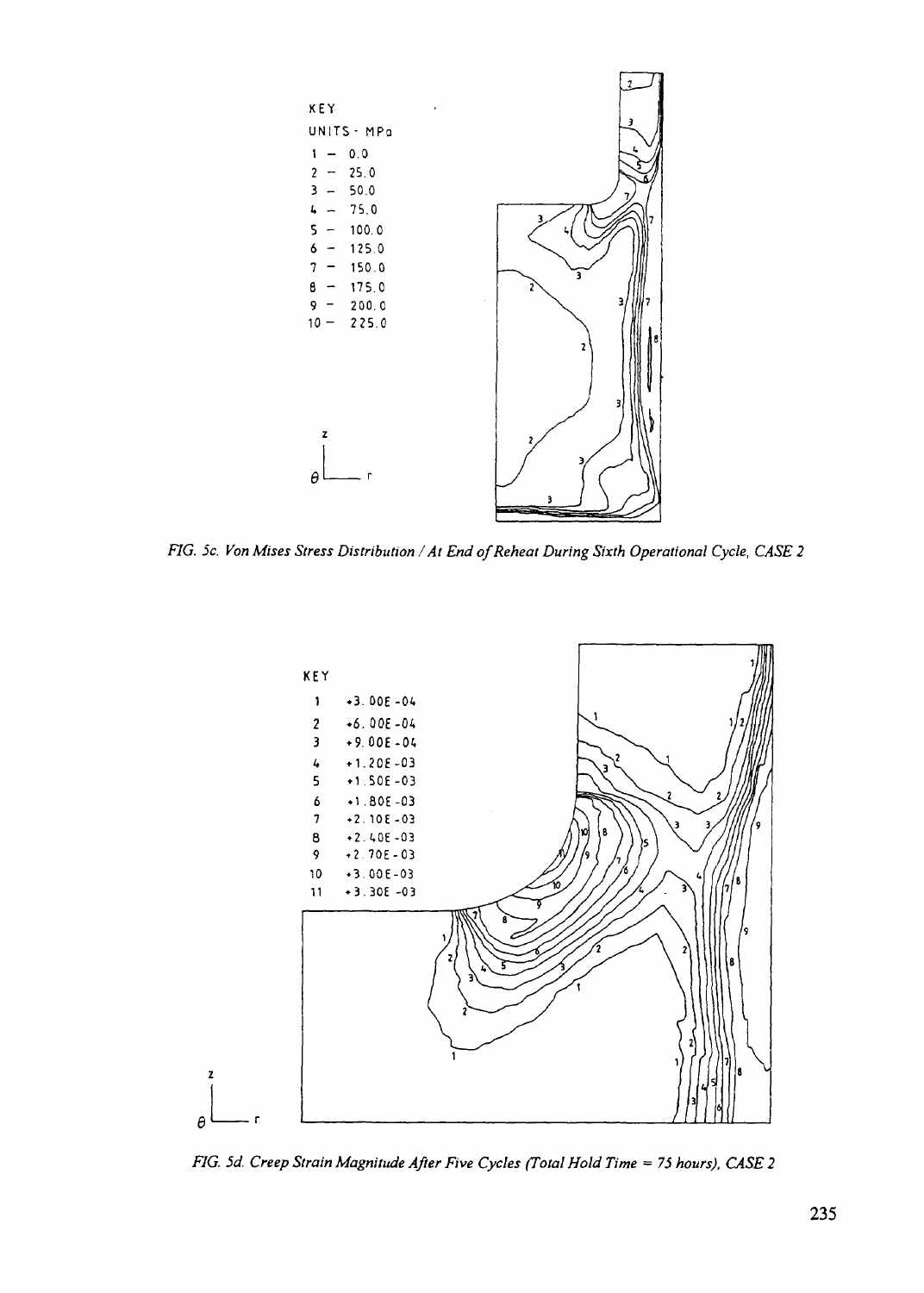KEY

UNITS - MPa

1 — 0.0
2 — 25.0
3 — 50.0
4 — 75.0
5 — 100.0
6 — 125.0
7 — 150.0
8 — 175.0
9 — 200.0
10 — 225.0

*FIG. 5c. Von Mises Stress Distribution / At End of Reheat During Sixth Operational Cycle, CASE 2*

KEY

1 +3.00E-04
2 +6.00E-04
3 +9.00E-04
4 +1.20E-03
5 +1.50E-03
6 +1.80E-03
7 +2.10E-03
8 +2.40E-03
9 +2.70E-03
10 +3.00E-03
11 +3.30E-03

*FIG. 5d. Creep Strain Magnitude After Five Cycles (Total Hold Time = 75 hours), CASE 2*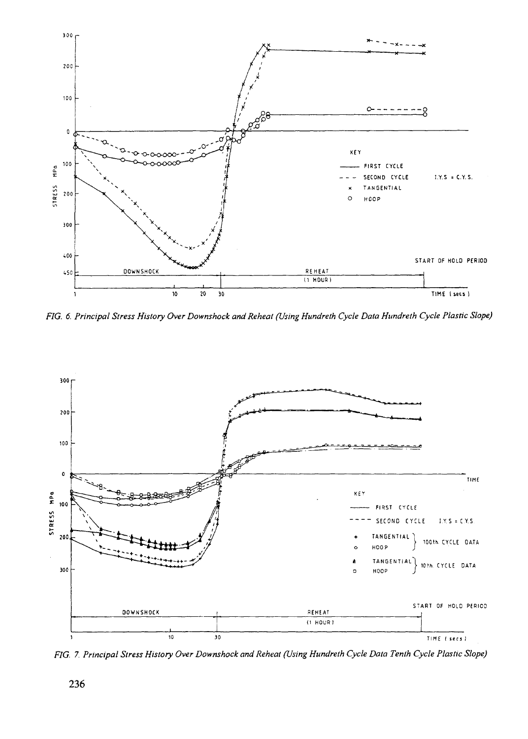FIG. 6. Principal Stress History Over Downshock and Reheat (Using Hundreth Cycle Data Hundreth Cycle Plastic Slope)

FIG. 7. Principal Stress History Over Downshock and Reheat (Using Hundreth Cycle Data Tenth Cycle Plastic Slope)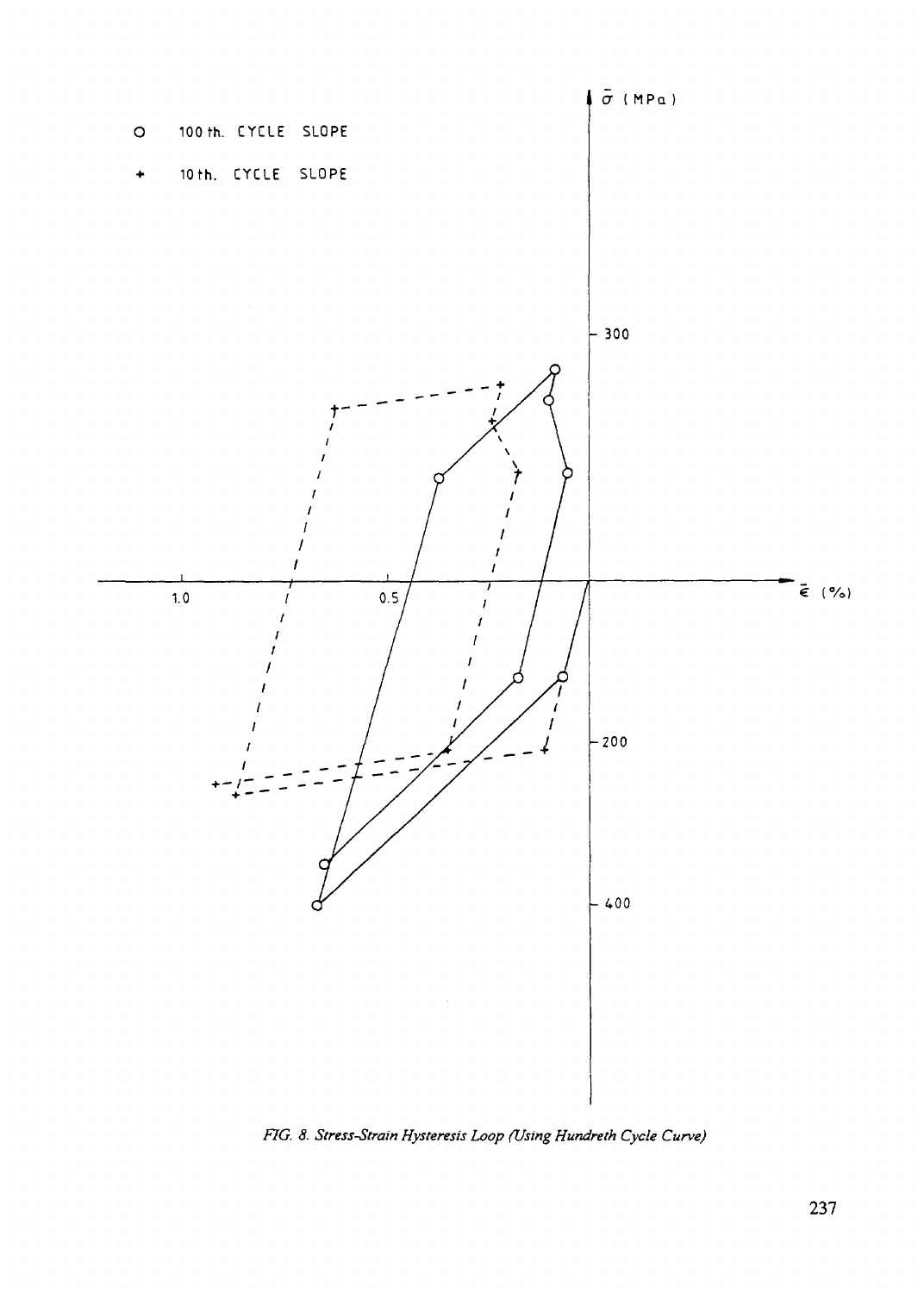FIG. 8. Stress-Strain Hysteresis Loop (Using Hundreth Cycle Curve)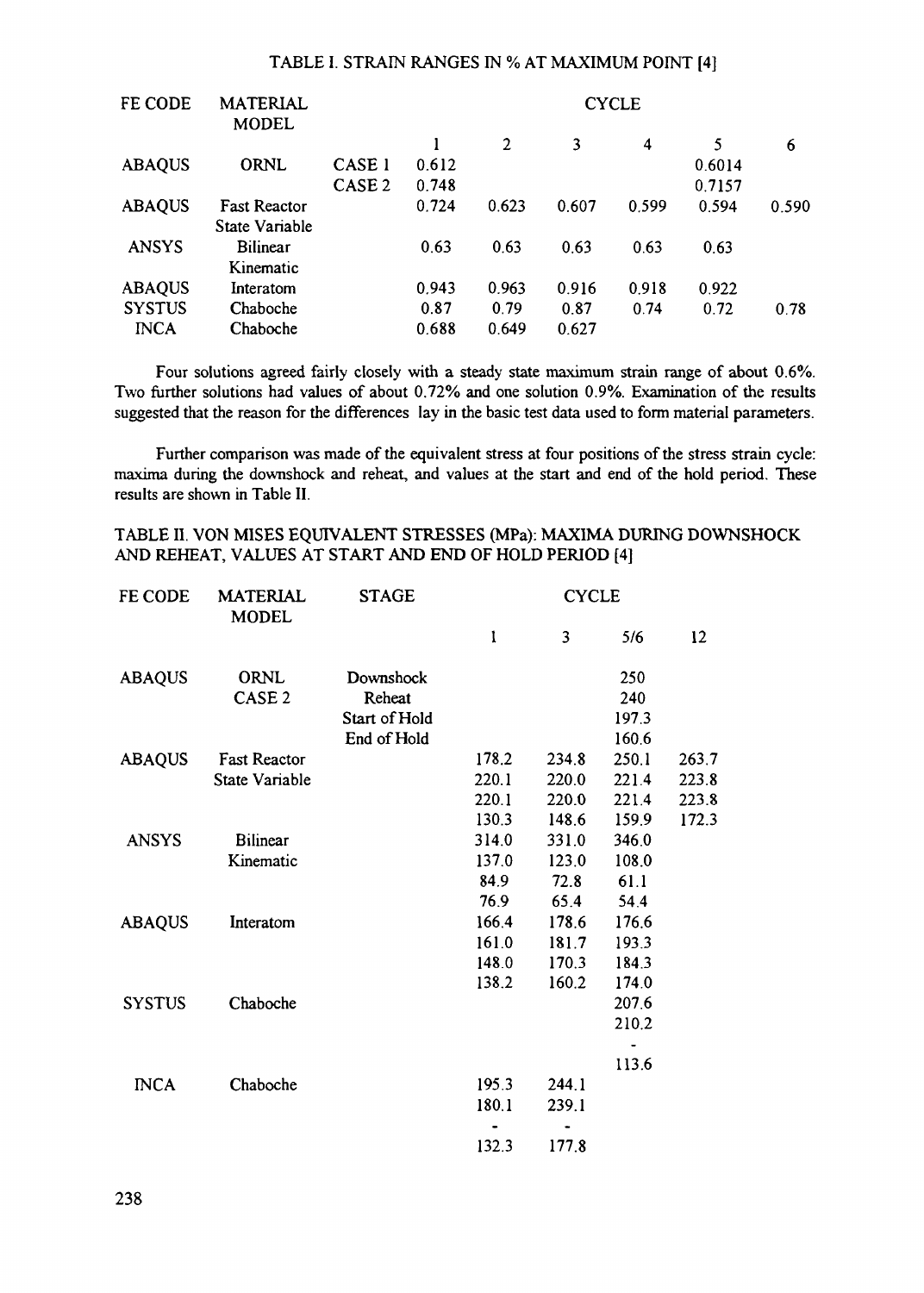TABLE I. STRAIN RANGES IN % AT MAXIMUM POINT [4]

| FE CODE | MATERIAL MODEL | | CYCLE | | | | | |
|---|---|---|---|---|---|---|---|---|
| | | | 1 | 2 | 3 | 4 | 5 | 6 |
| ABAQUS | ORNL | CASE 1 | 0.612 | | | | 0.6014 | |
| | | CASE 2 | 0.748 | | | | 0.7157 | |
| ABAQUS | Fast Reactor State Variable | | 0.724 | 0.623 | 0.607 | 0.599 | 0.594 | 0.590 |
| ANSYS | Bilinear Kinematic | | 0.63 | 0.63 | 0.63 | 0.63 | 0.63 | |
| ABAQUS | Interatom | | 0.943 | 0.963 | 0.916 | 0.918 | 0.922 | |
| SYSTUS | Chaboche | | 0.87 | 0.79 | 0.87 | 0.74 | 0.72 | 0.78 |
| INCA | Chaboche | | 0.688 | 0.649 | 0.627 | | | |

Four solutions agreed fairly closely with a steady state maximum strain range of about 0.6%. Two further solutions had values of about 0.72% and one solution 0.9%. Examination of the results suggested that the reason for the differences lay in the basic test data used to form material parameters.

Further comparison was made of the equivalent stress at four positions of the stress strain cycle: maxima during the downshock and reheat, and values at the start and end of the hold period. These results are shown in Table II.

TABLE II. VON MISES EQUIVALENT STRESSES (MPa): MAXIMA DURING DOWNSHOCK AND REHEAT, VALUES AT START AND END OF HOLD PERIOD [4]

| FE CODE | MATERIAL MODEL | STAGE | CYCLE | | | |
|---|---|---|---|---|---|---|
| | | | 1 | 3 | 5/6 | 12 |
| ABAQUS | ORNL CASE 2 | Downshock | | | 250 | |
| | | Reheat | | | 240 | |
| | | Start of Hold | | | 197.3 | |
| | | End of Hold | | | 160.6 | |
| ABAQUS | Fast Reactor State Variable | | 178.2 | 234.8 | 250.1 | 263.7 |
| | | | 220.1 | 220.0 | 221.4 | 223.8 |
| | | | 220.1 | 220.0 | 221.4 | 223.8 |
| | | | 130.3 | 148.6 | 159.9 | 172.3 |
| ANSYS | Bilinear Kinematic | | 314.0 | 331.0 | 346.0 | |
| | | | 137.0 | 123.0 | 108.0 | |
| | | | 84.9 | 72.8 | 61.1 | |
| | | | 76.9 | 65.4 | 54.4 | |
| ABAQUS | Interatom | | 166.4 | 178.6 | 176.6 | |
| | | | 161.0 | 181.7 | 193.3 | |
| | | | 148.0 | 170.3 | 184.3 | |
| | | | 138.2 | 160.2 | 174.0 | |
| SYSTUS | Chaboche | | | | 207.6 | |
| | | | | | 210.2 | |
| | | | | | - | |
| | | | | | 113.6 | |
| INCA | Chaboche | | 195.3 | 244.1 | | |
| | | | 180.1 | 239.1 | | |
| | | | - | - | | |
| | | | 132.3 | 177.8 | | |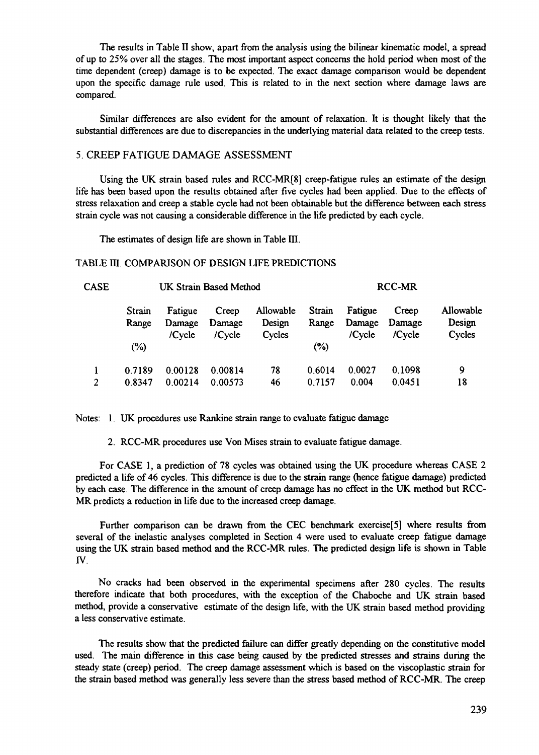The results in Table II show, apart from the analysis using the bilinear kinematic model, a spread of up to 25% over all the stages. The most important aspect concerns the hold period when most of the time dependent (creep) damage is to be expected. The exact damage comparison would be dependent upon the specific damage rule used. This is related to in the next section where damage laws are compared.

Similar differences are also evident for the amount of relaxation. It is thought likely that the substantial differences are due to discrepancies in the underlying material data related to the creep tests.

## 5. CREEP FATIGUE DAMAGE ASSESSMENT

Using the UK strain based rules and RCC-MR[8] creep-fatigue rules an estimate of the design life has been based upon the results obtained after five cycles had been applied. Due to the effects of stress relaxation and creep a stable cycle had not been obtainable but the difference between each stress strain cycle was not causing a considerable difference in the life predicted by each cycle.

The estimates of design life are shown in Table III.

TABLE III. COMPARISON OF DESIGN LIFE PREDICTIONS

| CASE | UK Strain Based Method | | | | RCC-MR | | | |
|---|---|---|---|---|---|---|---|---|
| | Strain Range (%) | Fatigue Damage /Cycle | Creep Damage /Cycle | Allowable Design Cycles | Strain Range (%) | Fatigue Damage /Cycle | Creep Damage /Cycle | Allowable Design Cycles |
| 1 | 0.7189 | 0.00128 | 0.00814 | 78 | 0.6014 | 0.0027 | 0.1098 | 9 |
| 2 | 0.8347 | 0.00214 | 0.00573 | 46 | 0.7157 | 0.004 | 0.0451 | 18 |

Notes: 1. UK procedures use Rankine strain range to evaluate fatigue damage

2. RCC-MR procedures use Von Mises strain to evaluate fatigue damage.

For CASE 1, a prediction of 78 cycles was obtained using the UK procedure whereas CASE 2 predicted a life of 46 cycles. This difference is due to the strain range (hence fatigue damage) predicted by each case. The difference in the amount of creep damage has no effect in the UK method but RCC-MR predicts a reduction in life due to the increased creep damage.

Further comparison can be drawn from the CEC benchmark exercise[5] where results from several of the inelastic analyses completed in Section 4 were used to evaluate creep fatigue damage using the UK strain based method and the RCC-MR rules. The predicted design life is shown in Table IV.

No cracks had been observed in the experimental specimens after 280 cycles. The results therefore indicate that both procedures, with the exception of the Chaboche and UK strain based method, provide a conservative estimate of the design life, with the UK strain based method providing a less conservative estimate.

The results show that the predicted failure can differ greatly depending on the constitutive model used. The main difference in this case being caused by the predicted stresses and strains during the steady state (creep) period. The creep damage assessment which is based on the viscoplastic strain for the strain based method was generally less severe than the stress based method of RCC-MR. The creep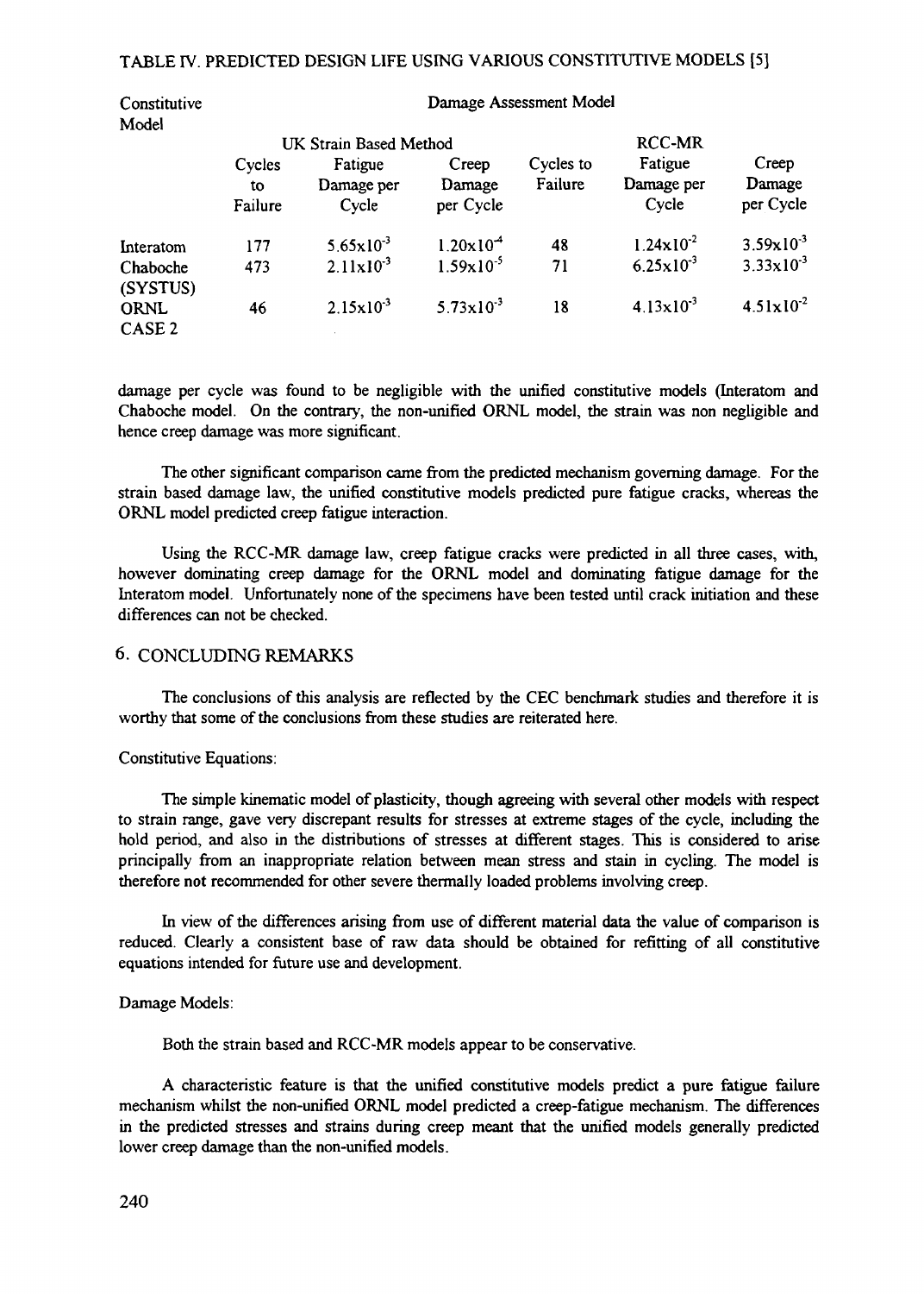TABLE IV. PREDICTED DESIGN LIFE USING VARIOUS CONSTITUTIVE MODELS [5]

| Constitutive Model | Damage Assessment Model | | | | | |
|---|---|---|---|---|---|---|
| | UK Strain Based Method | | | RCC-MR | | |
| | Cycles to Failure | Fatigue Damage per Cycle | Creep Damage per Cycle | Cycles to Failure | Fatigue Damage per Cycle | Creep Damage per Cycle |
| Interatom | 177 | $5.65\times10^{-3}$ | $1.20\times10^{-4}$ | 48 | $1.24\times10^{-2}$ | $3.59\times10^{-3}$ |
| Chaboche (SYSTUS) | 473 | $2.11\times10^{-3}$ | $1.59\times10^{-5}$ | 71 | $6.25\times10^{-3}$ | $3.33\times10^{-3}$ |
| ORNL CASE 2 | 46 | $2.15\times10^{-3}$ | $5.73\times10^{-3}$ | 18 | $4.13\times10^{-3}$ | $4.51\times10^{-2}$ |

damage per cycle was found to be negligible with the unified constitutive models (Interatom and Chaboche model. On the contrary, the non-unified ORNL model, the strain was non negligible and hence creep damage was more significant.

The other significant comparison came from the predicted mechanism governing damage. For the strain based damage law, the unified constitutive models predicted pure fatigue cracks, whereas the ORNL model predicted creep fatigue interaction.

Using the RCC-MR damage law, creep fatigue cracks were predicted in all three cases, with, however dominating creep damage for the ORNL model and dominating fatigue damage for the Interatom model. Unfortunately none of the specimens have been tested until crack initiation and these differences can not be checked.

## 6. CONCLUDING REMARKS

The conclusions of this analysis are reflected by the CEC benchmark studies and therefore it is worthy that some of the conclusions from these studies are reiterated here.

Constitutive Equations:

The simple kinematic model of plasticity, though agreeing with several other models with respect to strain range, gave very discrepant results for stresses at extreme stages of the cycle, including the hold period, and also in the distributions of stresses at different stages. This is considered to arise principally from an inappropriate relation between mean stress and stain in cycling. The model is therefore not recommended for other severe thermally loaded problems involving creep.

In view of the differences arising from use of different material data the value of comparison is reduced. Clearly a consistent base of raw data should be obtained for refitting of all constitutive equations intended for future use and development.

Damage Models:

Both the strain based and RCC-MR models appear to be conservative.

A characteristic feature is that the unified constitutive models predict a pure fatigue failure mechanism whilst the non-unified ORNL model predicted a creep-fatigue mechanism. The differences in the predicted stresses and strains during creep meant that the unified models generally predicted lower creep damage than the non-unified models.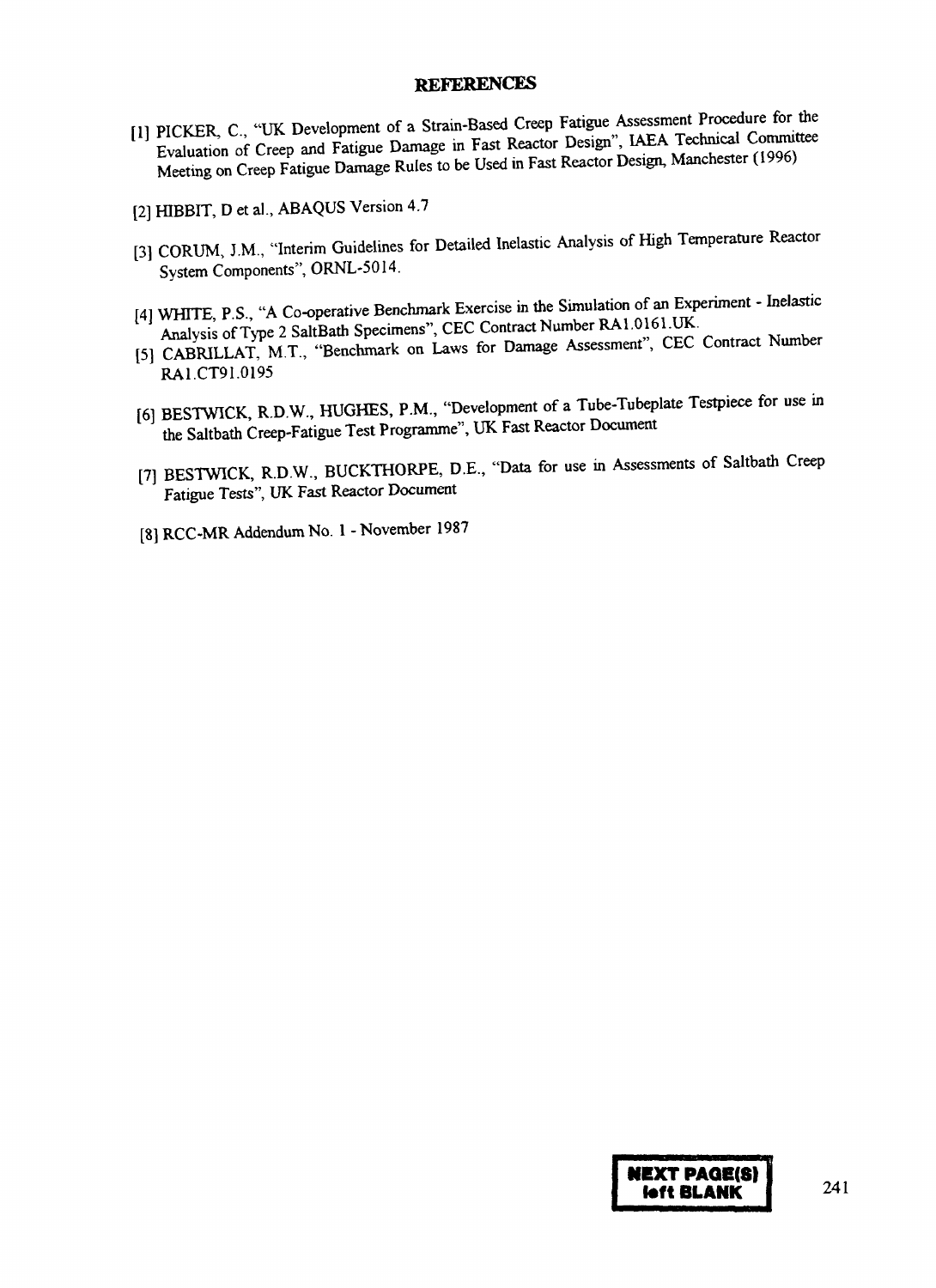## REFERENCES

[1] PICKER, C., "UK Development of a Strain-Based Creep Fatigue Assessment Procedure for the Evaluation of Creep and Fatigue Damage in Fast Reactor Design", IAEA Technical Committee Meeting on Creep Fatigue Damage Rules to be Used in Fast Reactor Design, Manchester (1996)

[2] HIBBIT, D et al., ABAQUS Version 4.7

[3] CORUM, J.M., "Interim Guidelines for Detailed Inelastic Analysis of High Temperature Reactor System Components", ORNL-5014.

[4] WHITE, P.S., "A Co-operative Benchmark Exercise in the Simulation of an Experiment - Inelastic Analysis of Type 2 SaltBath Specimens", CEC Contract Number RA1.0161.UK.

[5] CABRILLAT, M.T., "Benchmark on Laws for Damage Assessment", CEC Contract Number RA1.CT91.0195

[6] BESTWICK, R.D.W., HUGHES, P.M., "Development of a Tube-Tubeplate Testpiece for use in the Saltbath Creep-Fatigue Test Programme", UK Fast Reactor Document

[7] BESTWICK, R.D.W., BUCKTHORPE, D.E., "Data for use in Assessments of Saltbath Creep Fatigue Tests", UK Fast Reactor Document

[8] RCC-MR Addendum No. 1 - November 1987

NEXT PAGE(S) left BLANK